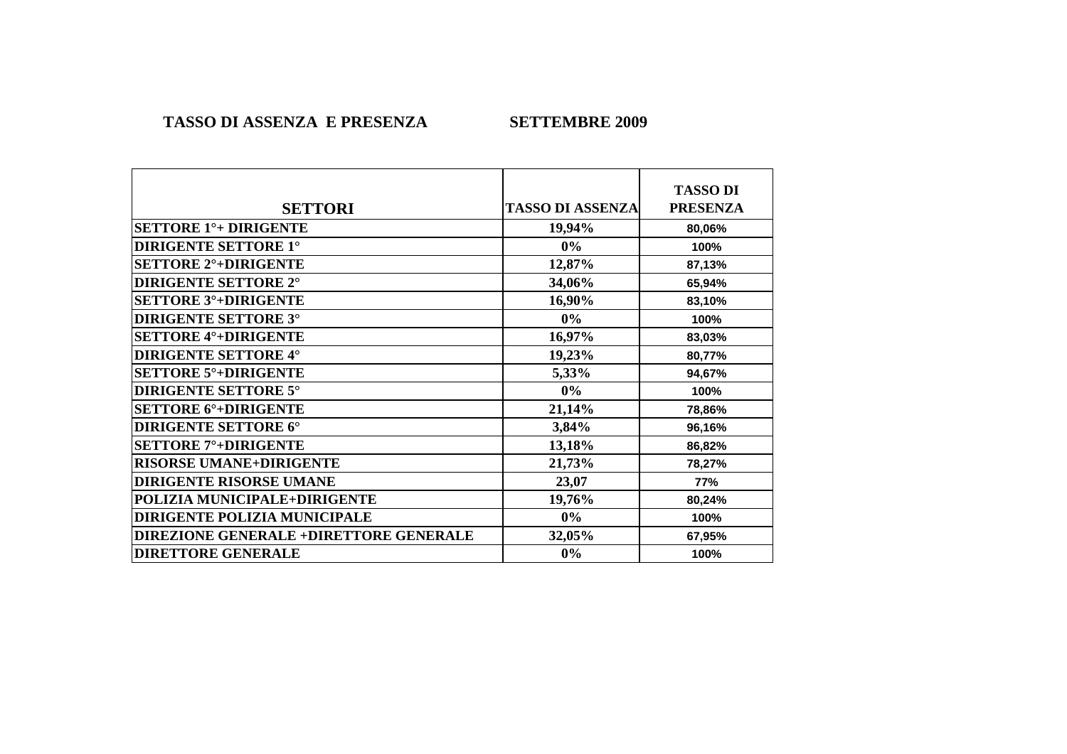**TASSO DI ASSENZA E PRESENZA SETTEMBRE 2009**

| SETTORI | TASSO DI ASSENZA | TASSO DI PRESENZA |
|---|---|---|
| SETTORE 1°+ DIRIGENTE | 19,94% | 80,06% |
| DIRIGENTE SETTORE 1° | 0% | 100% |
| SETTORE 2°+DIRIGENTE | 12,87% | 87,13% |
| DIRIGENTE SETTORE 2° | 34,06% | 65,94% |
| SETTORE 3°+DIRIGENTE | 16,90% | 83,10% |
| DIRIGENTE SETTORE 3° | 0% | 100% |
| SETTORE 4°+DIRIGENTE | 16,97% | 83,03% |
| DIRIGENTE SETTORE 4° | 19,23% | 80,77% |
| SETTORE 5°+DIRIGENTE | 5,33% | 94,67% |
| DIRIGENTE SETTORE 5° | 0% | 100% |
| SETTORE 6°+DIRIGENTE | 21,14% | 78,86% |
| DIRIGENTE SETTORE 6° | 3,84% | 96,16% |
| SETTORE 7°+DIRIGENTE | 13,18% | 86,82% |
| RISORSE UMANE+DIRIGENTE | 21,73% | 78,27% |
| DIRIGENTE RISORSE UMANE | 23,07 | 77% |
| POLIZIA MUNICIPALE+DIRIGENTE | 19,76% | 80,24% |
| DIRIGENTE POLIZIA MUNICIPALE | 0% | 100% |
| DIREZIONE GENERALE +DIRETTORE GENERALE | 32,05% | 67,95% |
| DIRETTORE GENERALE | 0% | 100% |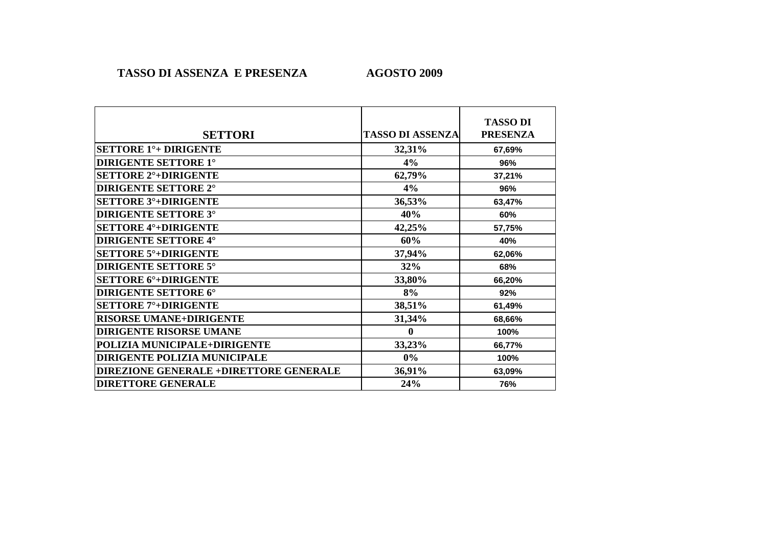**TASSO DI ASSENZA E PRESENZA AGOSTO 2009**

| SETTORI | TASSO DI ASSENZA | TASSO DI PRESENZA |
|---|---|---|
| SETTORE 1°+ DIRIGENTE | 32,31% | 67,69% |
| DIRIGENTE SETTORE 1° | 4% | 96% |
| SETTORE 2°+DIRIGENTE | 62,79% | 37,21% |
| DIRIGENTE SETTORE 2° | 4% | 96% |
| SETTORE 3°+DIRIGENTE | 36,53% | 63,47% |
| DIRIGENTE SETTORE 3° | 40% | 60% |
| SETTORE 4°+DIRIGENTE | 42,25% | 57,75% |
| DIRIGENTE SETTORE 4° | 60% | 40% |
| SETTORE 5°+DIRIGENTE | 37,94% | 62,06% |
| DIRIGENTE SETTORE 5° | 32% | 68% |
| SETTORE 6°+DIRIGENTE | 33,80% | 66,20% |
| DIRIGENTE SETTORE 6° | 8% | 92% |
| SETTORE 7°+DIRIGENTE | 38,51% | 61,49% |
| RISORSE UMANE+DIRIGENTE | 31,34% | 68,66% |
| DIRIGENTE RISORSE UMANE | 0 | 100% |
| POLIZIA MUNICIPALE+DIRIGENTE | 33,23% | 66,77% |
| DIRIGENTE POLIZIA MUNICIPALE | 0% | 100% |
| DIREZIONE GENERALE +DIRETTORE GENERALE | 36,91% | 63,09% |
| DIRETTORE GENERALE | 24% | 76% |